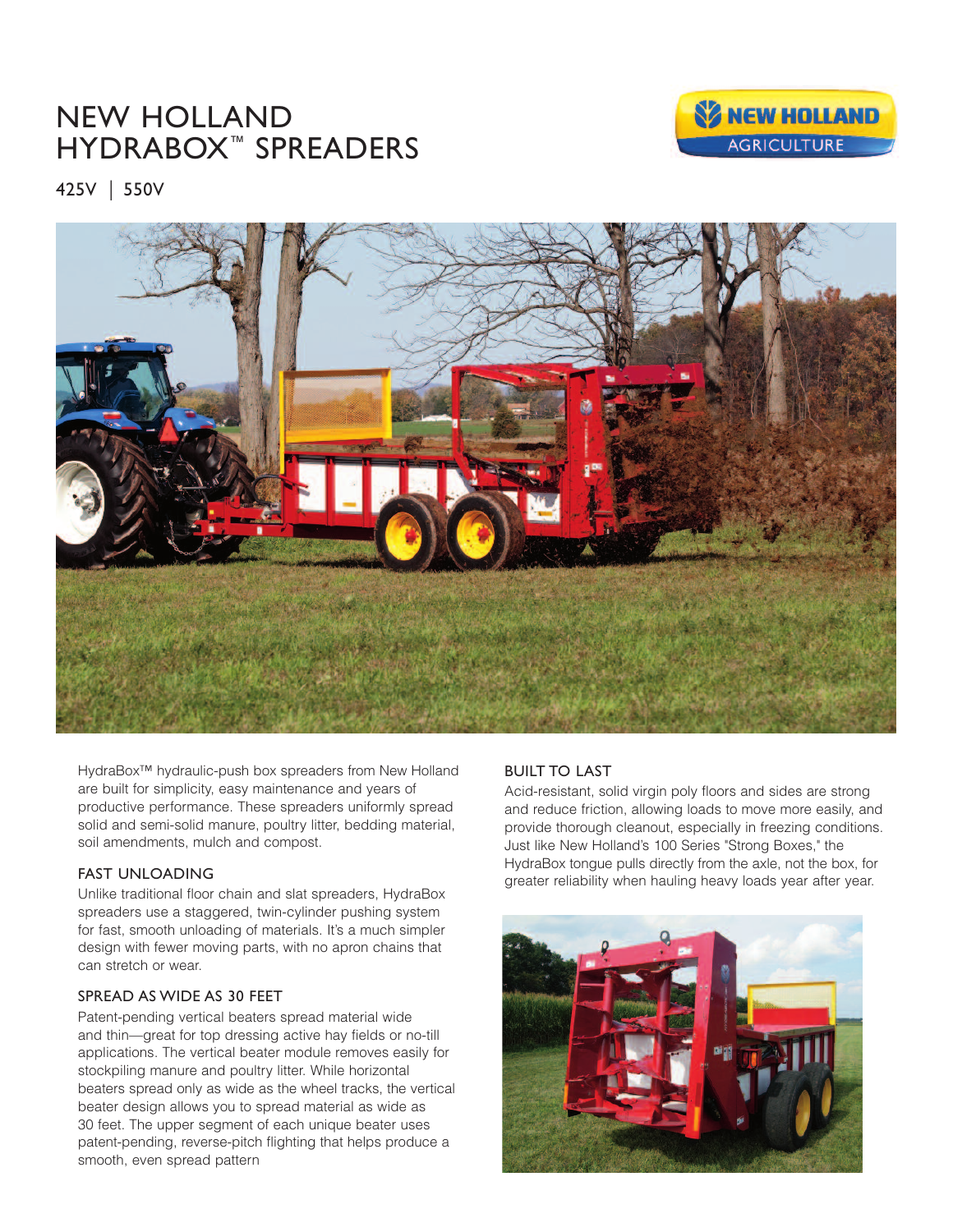# NEW HOLLAND HYDRABOX™ SPREADERS

425V | 550V

HydraBox™ hydraulic-push box spreaders from New Holland are built for simplicity, easy maintenance and years of productive performance. These spreaders uniformly spread solid and semi-solid manure, poultry litter, bedding material, soil amendments, mulch and compost.

## FAST UNLOADING

Unlike traditional floor chain and slat spreaders, HydraBox spreaders use a staggered, twin-cylinder pushing system for fast, smooth unloading of materials. It's a much simpler design with fewer moving parts, with no apron chains that can stretch or wear.

## SPREAD AS WIDE AS 30 FEET

Patent-pending vertical beaters spread material wide and thin—great for top dressing active hay fields or no-till applications. The vertical beater module removes easily for stockpiling manure and poultry litter. While horizontal beaters spread only as wide as the wheel tracks, the vertical beater design allows you to spread material as wide as 30 feet. The upper segment of each unique beater uses patent-pending, reverse-pitch flighting that helps produce a smooth, even spread pattern

## BUILT TO LAST

Acid-resistant, solid virgin poly floors and sides are strong and reduce friction, allowing loads to move more easily, and provide thorough cleanout, especially in freezing conditions. Just like New Holland's 100 Series "Strong Boxes," the HydraBox tongue pulls directly from the axle, not the box, for greater reliability when hauling heavy loads year after year.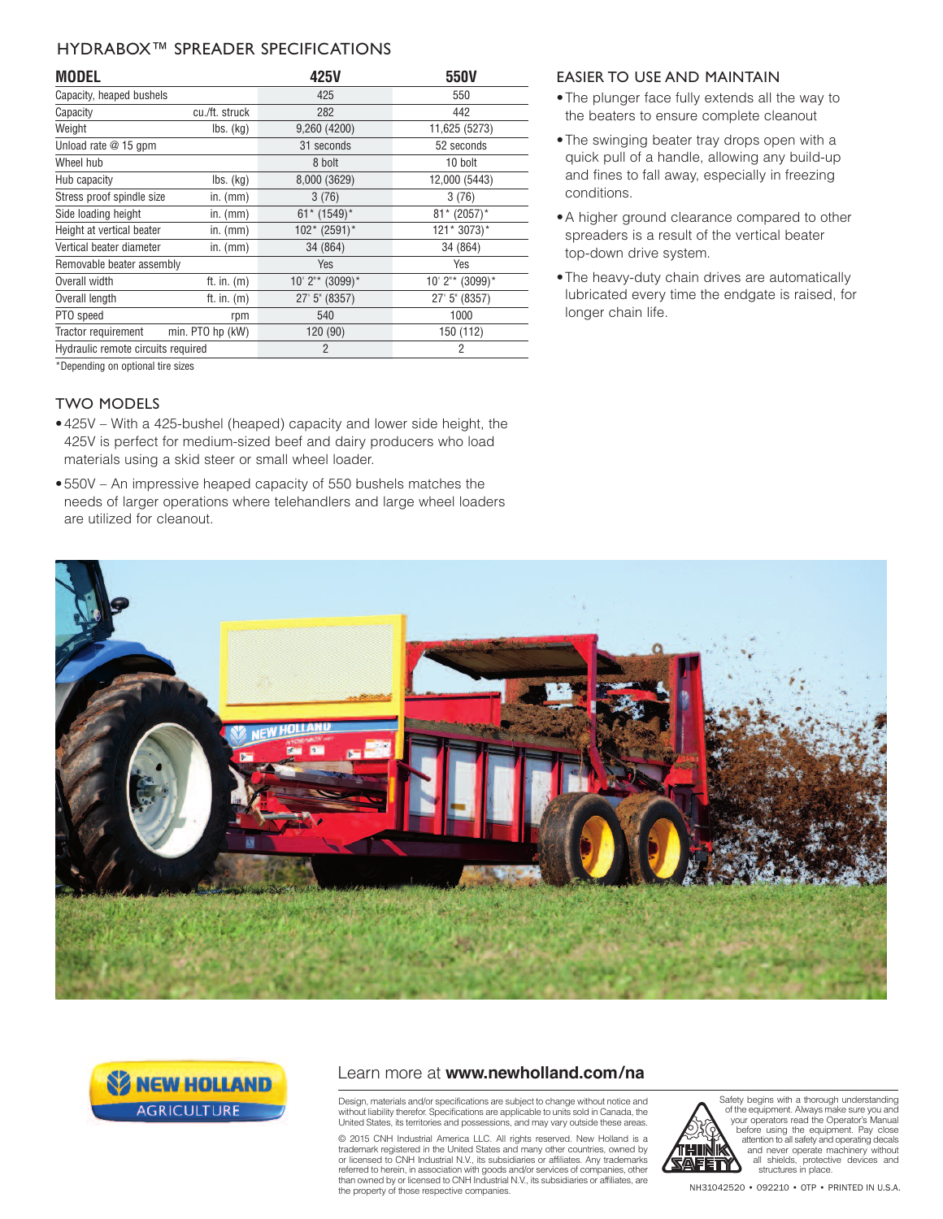## HYDRABOX™ SPREADER SPECIFICATIONS

| MODEL | | 425V | 550V |
|---|---|---|---|
| Capacity, heaped bushels | | 425 | 550 |
| Capacity | cu./ft. struck | 282 | 442 |
| Weight | lbs. (kg) | 9,260 (4200) | 11,625 (5273) |
| Unload rate @ 15 gpm | | 31 seconds | 52 seconds |
| Wheel hub | | 8 bolt | 10 bolt |
| Hub capacity | lbs. (kg) | 8,000 (3629) | 12,000 (5443) |
| Stress proof spindle size | in. (mm) | 3 (76) | 3 (76) |
| Side loading height | in. (mm) | 61* (1549)* | 81* (2057)* |
| Height at vertical beater | in. (mm) | 102* (2591)* | 121* 3073)* |
| Vertical beater diameter | in. (mm) | 34 (864) | 34 (864) |
| Removable beater assembly | | Yes | Yes |
| Overall width | ft. in. (m) | 10' 2"* (3099)* | 10' 2"* (3099)* |
| Overall length | ft. in. (m) | 27' 5" (8357) | 27' 5" (8357) |
| PTO speed | rpm | 540 | 1000 |
| Tractor requirement | min. PTO hp (kW) | 120 (90) | 150 (112) |
| Hydraulic remote circuits required | | 2 | 2 |

*Depending on optional tire sizes

## EASIER TO USE AND MAINTAIN

- The plunger face fully extends all the way to the beaters to ensure complete cleanout
- The swinging beater tray drops open with a quick pull of a handle, allowing any build-up and fines to fall away, especially in freezing conditions.
- A higher ground clearance compared to other spreaders is a result of the vertical beater top-down drive system.
- The heavy-duty chain drives are automatically lubricated every time the endgate is raised, for longer chain life.

## TWO MODELS

- 425V – With a 425-bushel (heaped) capacity and lower side height, the 425V is perfect for medium-sized beef and dairy producers who load materials using a skid steer or small wheel loader.
- 550V – An impressive heaped capacity of 550 bushels matches the needs of larger operations where telehandlers and large wheel loaders are utilized for cleanout.

NEW HOLLAND AGRICULTURE

Learn more at **www.newholland.com/na**

Design, materials and/or specifications are subject to change without notice and without liability therefor. Specifications are applicable to units sold in Canada, the United States, its territories and possessions, and may vary outside these areas.

© 2015 CNH Industrial America LLC. All rights reserved. New Holland is a trademark registered in the United States and many other countries, owned by or licensed to CNH Industrial N.V., its subsidiaries or affiliates. Any trademarks referred to herein, in association with goods and/or services of companies, other than owned by or licensed to CNH Industrial N.V., its subsidiaries or affiliates, are the property of those respective companies.

THINK SAFETY

Safety begins with a thorough understanding of the equipment. Always make sure you and your operators read the Operator's Manual before using the equipment. Pay close attention to all safety and operating decals and never operate machinery without all shields, protective devices and structures in place.

NH31042520 • 092210 • OTP • PRINTED IN U.S.A.